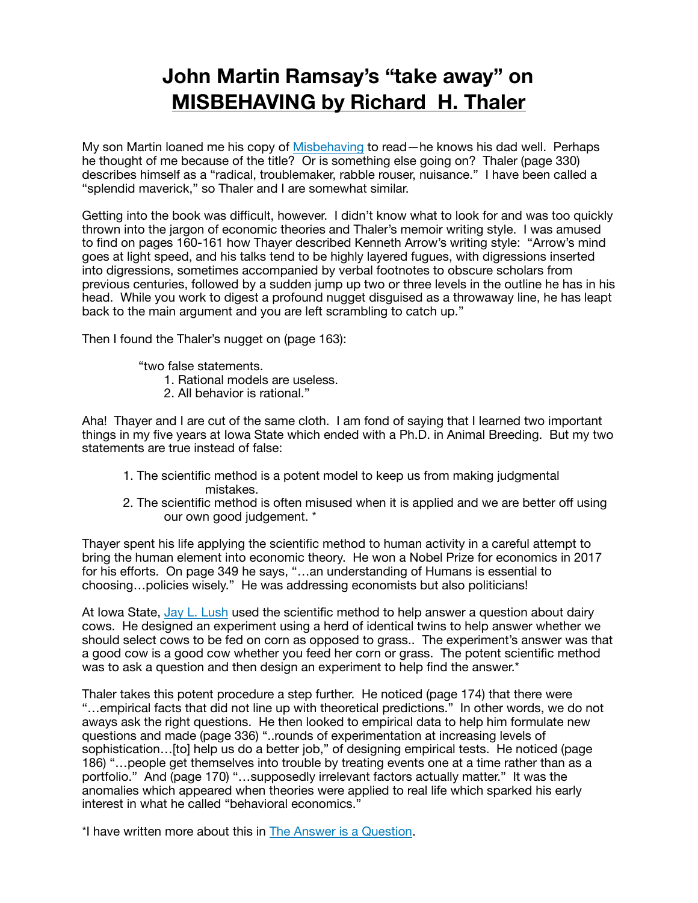# John Martin Ramsay's "take away" on MISBEHAVING by Richard H. Thaler

My son Martin loaned me his copy of Misbehaving to read—he knows his dad well. Perhaps he thought of me because of the title? Or is something else going on? Thaler (page 330) describes himself as a "radical, troublemaker, rabble rouser, nuisance." I have been called a "splendid maverick," so Thaler and I are somewhat similar.

Getting into the book was difficult, however. I didn't know what to look for and was too quickly thrown into the jargon of economic theories and Thaler's memoir writing style. I was amused to find on pages 160-161 how Thayer described Kenneth Arrow's writing style: "Arrow's mind goes at light speed, and his talks tend to be highly layered fugues, with digressions inserted into digressions, sometimes accompanied by verbal footnotes to obscure scholars from previous centuries, followed by a sudden jump up two or three levels in the outline he has in his head. While you work to digest a profound nugget disguised as a throwaway line, he has leapt back to the main argument and you are left scrambling to catch up."

Then I found the Thaler's nugget on (page 163):

> "two false statements.
> 1. Rational models are useless.
> 2. All behavior is rational."

Aha! Thayer and I are cut of the same cloth. I am fond of saying that I learned two important things in my five years at Iowa State which ended with a Ph.D. in Animal Breeding. But my two statements are true instead of false:

1. The scientific method is a potent model to keep us from making judgmental mistakes.
2. The scientific method is often misused when it is applied and we are better off using our own good judgement. *

Thayer spent his life applying the scientific method to human activity in a careful attempt to bring the human element into economic theory. He won a Nobel Prize for economics in 2017 for his efforts. On page 349 he says, "…an understanding of Humans is essential to choosing…policies wisely." He was addressing economists but also politicians!

At Iowa State, Jay L. Lush used the scientific method to help answer a question about dairy cows. He designed an experiment using a herd of identical twins to help answer whether we should select cows to be fed on corn as opposed to grass.. The experiment's answer was that a good cow is a good cow whether you feed her corn or grass. The potent scientific method was to ask a question and then design an experiment to help find the answer.*

Thaler takes this potent procedure a step further. He noticed (page 174) that there were "…empirical facts that did not line up with theoretical predictions." In other words, we do not aways ask the right questions. He then looked to empirical data to help him formulate new questions and made (page 336) "..rounds of experimentation at increasing levels of sophistication…[to] help us do a better job," of designing empirical tests. He noticed (page 186) "…people get themselves into trouble by treating events one at a time rather than as a portfolio." And (page 170) "…supposedly irrelevant factors actually matter." It was the anomalies which appeared when theories were applied to real life which sparked his early interest in what he called "behavioral economics."

*I have written more about this in The Answer is a Question.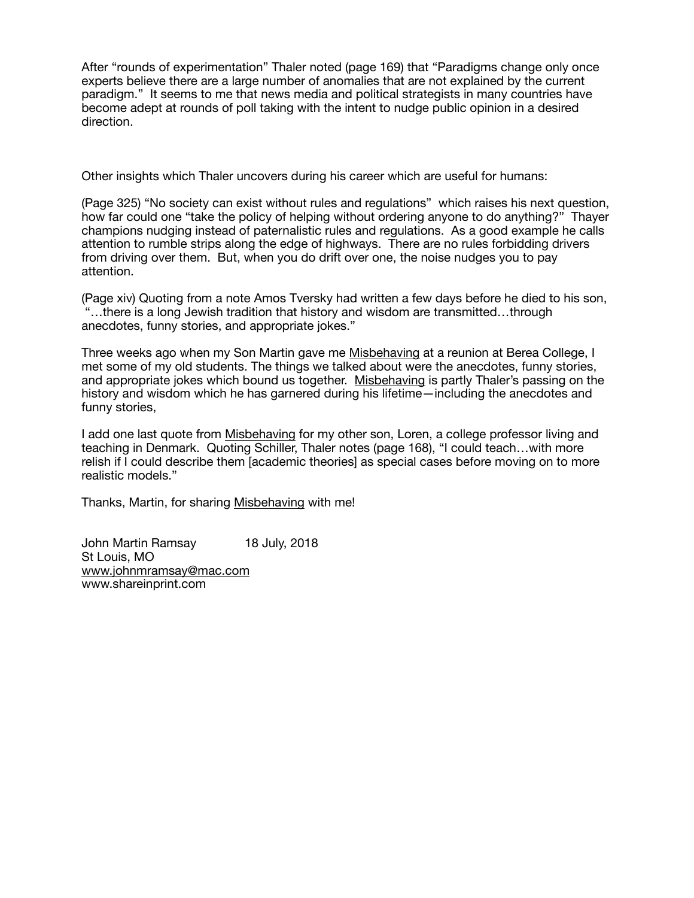After “rounds of experimentation” Thaler noted (page 169) that “Paradigms change only once experts believe there are a large number of anomalies that are not explained by the current paradigm.” It seems to me that news media and political strategists in many countries have become adept at rounds of poll taking with the intent to nudge public opinion in a desired direction.

Other insights which Thaler uncovers during his career which are useful for humans:

(Page 325) “No society can exist without rules and regulations” which raises his next question, how far could one “take the policy of helping without ordering anyone to do anything?” Thayer champions nudging instead of paternalistic rules and regulations. As a good example he calls attention to rumble strips along the edge of highways. There are no rules forbidding drivers from driving over them. But, when you do drift over one, the noise nudges you to pay attention.

(Page xiv) Quoting from a note Amos Tversky had written a few days before he died to his son, “…there is a long Jewish tradition that history and wisdom are transmitted…through anecdotes, funny stories, and appropriate jokes.”

Three weeks ago when my Son Martin gave me <u>Misbehaving</u> at a reunion at Berea College, I met some of my old students. The things we talked about were the anecdotes, funny stories, and appropriate jokes which bound us together. <u>Misbehaving</u> is partly Thaler’s passing on the history and wisdom which he has garnered during his lifetime—including the anecdotes and funny stories,

I add one last quote from <u>Misbehaving</u> for my other son, Loren, a college professor living and teaching in Denmark. Quoting Schiller, Thaler notes (page 168), “I could teach…with more relish if I could describe them [academic theories] as special cases before moving on to more realistic models.”

Thanks, Martin, for sharing <u>Misbehaving</u> with me!

John Martin Ramsay 18 July, 2018
St Louis, MO
www.johnmramsay@mac.com
www.shareinprint.com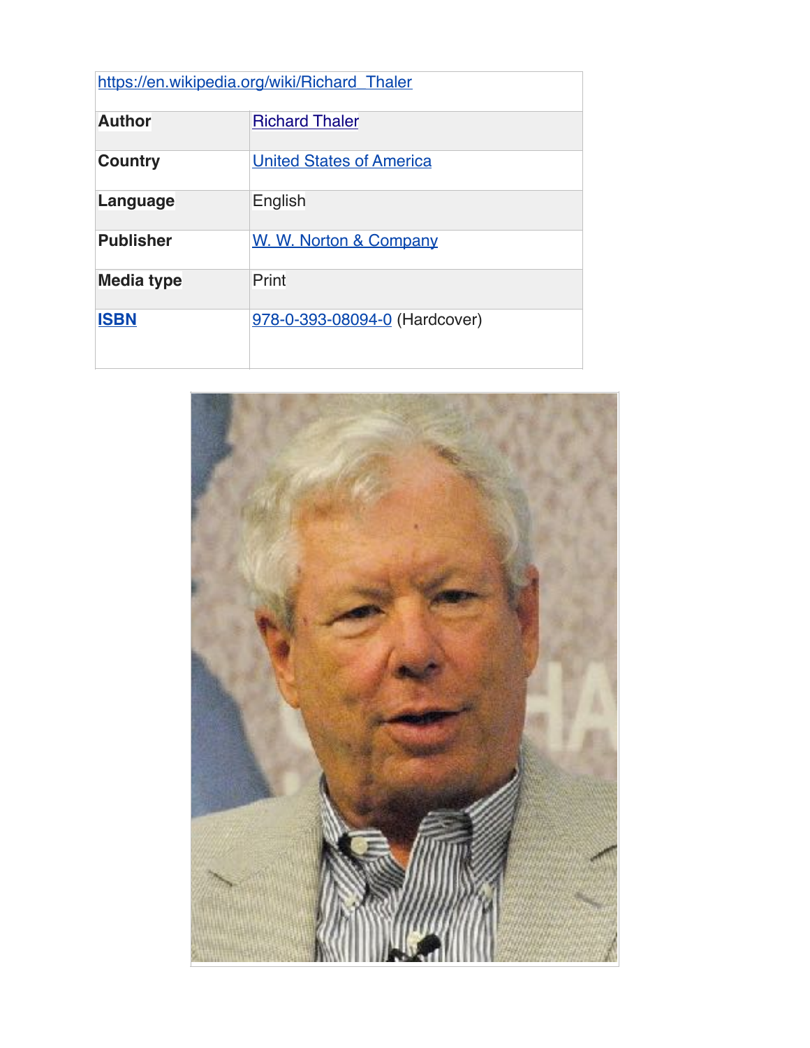https://en.wikipedia.org/wiki/Richard_Thaler

| **Author** | Richard Thaler |
| --- | --- |
| **Country** | United States of America |
| **Language** | English |
| **Publisher** | W. W. Norton & Company |
| **Media type** | Print |
| **ISBN** | 978-0-393-08094-0 (Hardcover) |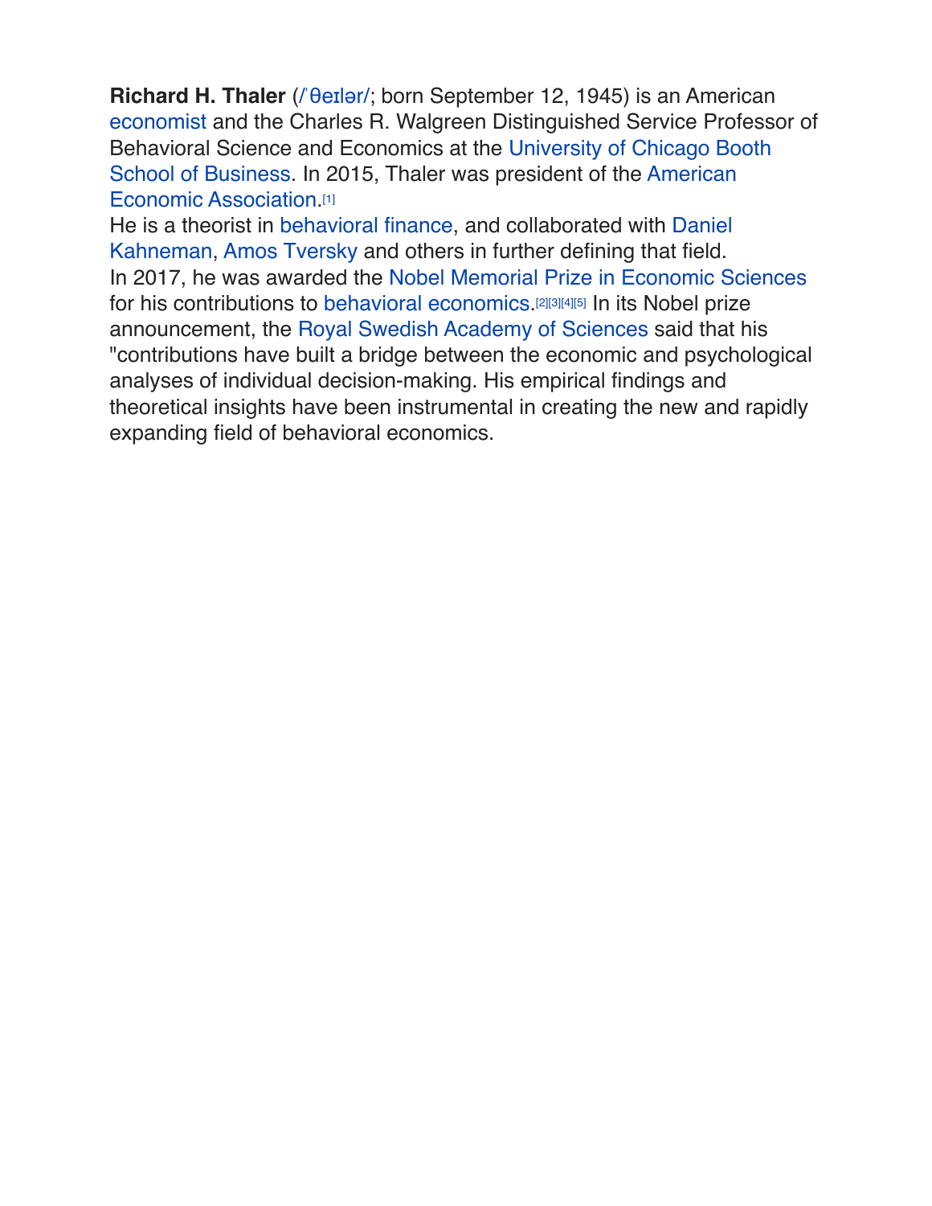**Richard H. Thaler** (/ˈθeɪlər/; born September 12, 1945) is an American economist and the Charles R. Walgreen Distinguished Service Professor of Behavioral Science and Economics at the University of Chicago Booth School of Business. In 2015, Thaler was president of the American Economic Association.[1]

He is a theorist in behavioral finance, and collaborated with Daniel Kahneman, Amos Tversky and others in further defining that field.

In 2017, he was awarded the Nobel Memorial Prize in Economic Sciences for his contributions to behavioral economics.[2][3][4][5] In its Nobel prize announcement, the Royal Swedish Academy of Sciences said that his "contributions have built a bridge between the economic and psychological analyses of individual decision-making. His empirical findings and theoretical insights have been instrumental in creating the new and rapidly expanding field of behavioral economics.